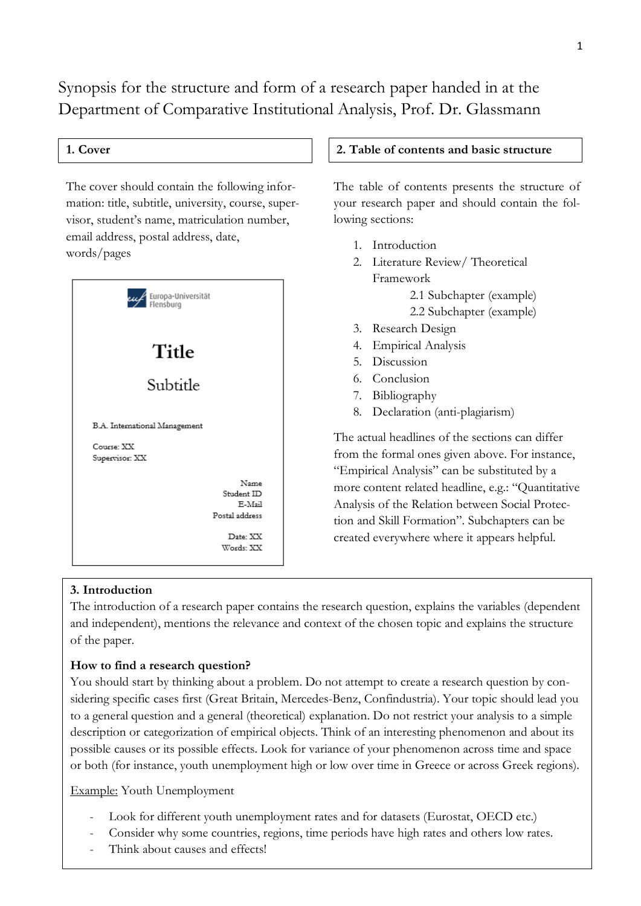# Synopsis for the structure and form of a research paper handed in at the Department of Comparative Institutional Analysis, Prof. Dr. Glassmann

## 1. Cover

The cover should contain the following information: title, subtitle, university, course, supervisor, student's name, matriculation number, email address, postal address, date, words/pages

Europa-Universität Flensburg

**Title**

Subtitle

B.A. International Management

Course: XX
Supervisor: XX

Name
Student ID
E-Mail
Postal address

Date: XX
Words: XX

## 2. Table of contents and basic structure

The table of contents presents the structure of your research paper and should contain the following sections:

1. Introduction
2. Literature Review/ Theoretical Framework
   - 2.1 Subchapter (example)
   - 2.2 Subchapter (example)
3. Research Design
4. Empirical Analysis
5. Discussion
6. Conclusion
7. Bibliography
8. Declaration (anti-plagiarism)

The actual headlines of the sections can differ from the formal ones given above. For instance, "Empirical Analysis" can be substituted by a more content related headline, e.g.: "Quantitative Analysis of the Relation between Social Protection and Skill Formation". Subchapters can be created everywhere where it appears helpful.

## 3. Introduction

The introduction of a research paper contains the research question, explains the variables (dependent and independent), mentions the relevance and context of the chosen topic and explains the structure of the paper.

**How to find a research question?**

You should start by thinking about a problem. Do not attempt to create a research question by considering specific cases first (Great Britain, Mercedes-Benz, Confindustria). Your topic should lead you to a general question and a general (theoretical) explanation. Do not restrict your analysis to a simple description or categorization of empirical objects. Think of an interesting phenomenon and about its possible causes or its possible effects. Look for variance of your phenomenon across time and space or both (for instance, youth unemployment high or low over time in Greece or across Greek regions).

Example: Youth Unemployment

- Look for different youth unemployment rates and for datasets (Eurostat, OECD etc.)
- Consider why some countries, regions, time periods have high rates and others low rates.
- Think about causes and effects!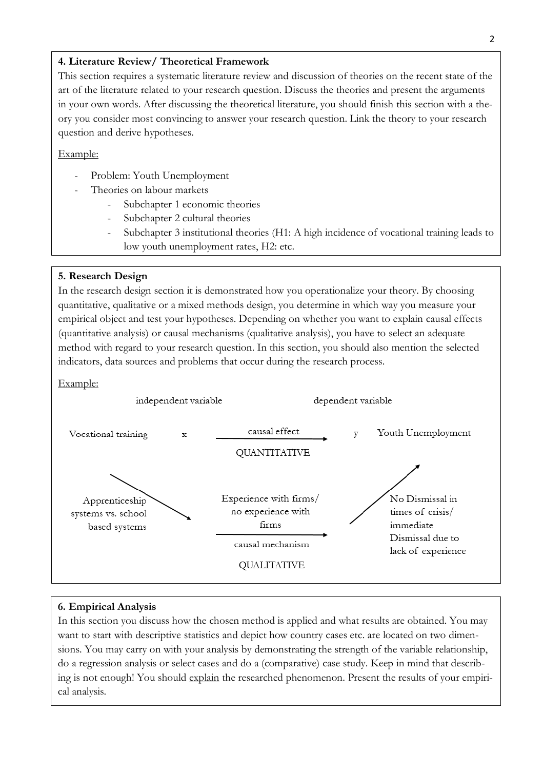### 4. Literature Review/ Theoretical Framework

This section requires a systematic literature review and discussion of theories on the recent state of the art of the literature related to your research question. Discuss the theories and present the arguments in your own words. After discussing the theoretical literature, you should finish this section with a theory you consider most convincing to answer your research question. Link the theory to your research question and derive hypotheses.

Example:

- Problem: Youth Unemployment
- Theories on labour markets
  - Subchapter 1 economic theories
  - Subchapter 2 cultural theories
  - Subchapter 3 institutional theories (H1: A high incidence of vocational training leads to low youth unemployment rates, H2: etc.

### 5. Research Design

In the research design section it is demonstrated how you operationalize your theory. By choosing quantitative, qualitative or a mixed methods design, you determine in which way you measure your empirical object and test your hypotheses. Depending on whether you want to explain causal effects (quantitative analysis) or causal mechanisms (qualitative analysis), you have to select an adequate method with regard to your research question. In this section, you should also mention the selected indicators, data sources and problems that occur during the research process.

Example:

independent variable — dependent variable

Vocational training x —causal effect→ y Youth Unemployment

QUANTITATIVE

Apprenticeship systems vs. school based systems → Experience with firms/ no experience with firms —causal mechanism→ No Dismissal in times of crisis/ immediate Dismissal due to lack of experience

QUALITATIVE

### 6. Empirical Analysis

In this section you discuss how the chosen method is applied and what results are obtained. You may want to start with descriptive statistics and depict how country cases etc. are located on two dimensions. You may carry on with your analysis by demonstrating the strength of the variable relationship, do a regression analysis or select cases and do a (comparative) case study. Keep in mind that describing is not enough! You should <u>explain</u> the researched phenomenon. Present the results of your empirical analysis.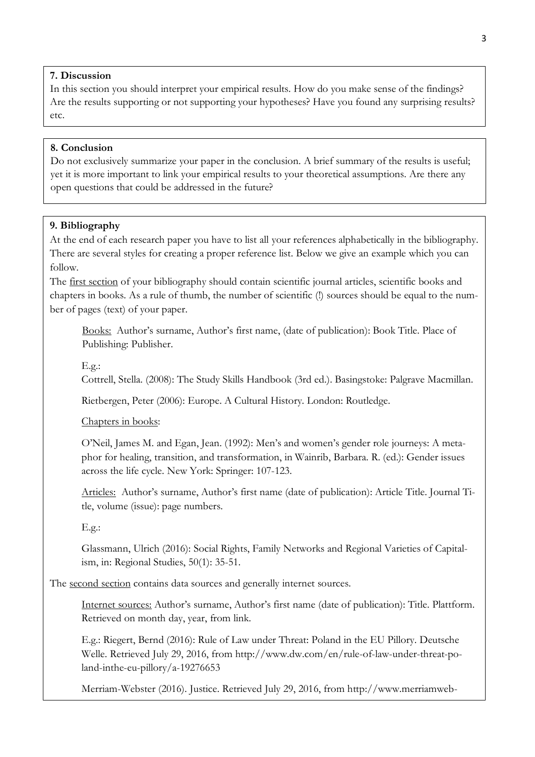**7. Discussion**

In this section you should interpret your empirical results. How do you make sense of the findings? Are the results supporting or not supporting your hypotheses? Have you found any surprising results? etc.

**8. Conclusion**

Do not exclusively summarize your paper in the conclusion. A brief summary of the results is useful; yet it is more important to link your empirical results to your theoretical assumptions. Are there any open questions that could be addressed in the future?

**9. Bibliography**

At the end of each research paper you have to list all your references alphabetically in the bibliography. There are several styles for creating a proper reference list. Below we give an example which you can follow.

The first section of your bibliography should contain scientific journal articles, scientific books and chapters in books. As a rule of thumb, the number of scientific (!) sources should be equal to the number of pages (text) of your paper.

Books: Author's surname, Author's first name, (date of publication): Book Title. Place of Publishing: Publisher.

E.g.:

Cottrell, Stella. (2008): The Study Skills Handbook (3rd ed.). Basingstoke: Palgrave Macmillan.

Rietbergen, Peter (2006): Europe. A Cultural History. London: Routledge.

Chapters in books:

O'Neil, James M. and Egan, Jean. (1992): Men's and women's gender role journeys: A metaphor for healing, transition, and transformation, in Wainrib, Barbara. R. (ed.): Gender issues across the life cycle. New York: Springer: 107-123.

Articles: Author's surname, Author's first name (date of publication): Article Title. Journal Title, volume (issue): page numbers.

E.g.:

Glassmann, Ulrich (2016): Social Rights, Family Networks and Regional Varieties of Capitalism, in: Regional Studies, 50(1): 35-51.

The second section contains data sources and generally internet sources.

Internet sources: Author's surname, Author's first name (date of publication): Title. Plattform. Retrieved on month day, year, from link.

E.g.: Riegert, Bernd (2016): Rule of Law under Threat: Poland in the EU Pillory. Deutsche Welle. Retrieved July 29, 2016, from http://www.dw.com/en/rule-of-law-under-threat-poland-inthe-eu-pillory/a-19276653

Merriam-Webster (2016). Justice. Retrieved July 29, 2016, from http://www.merriamweb-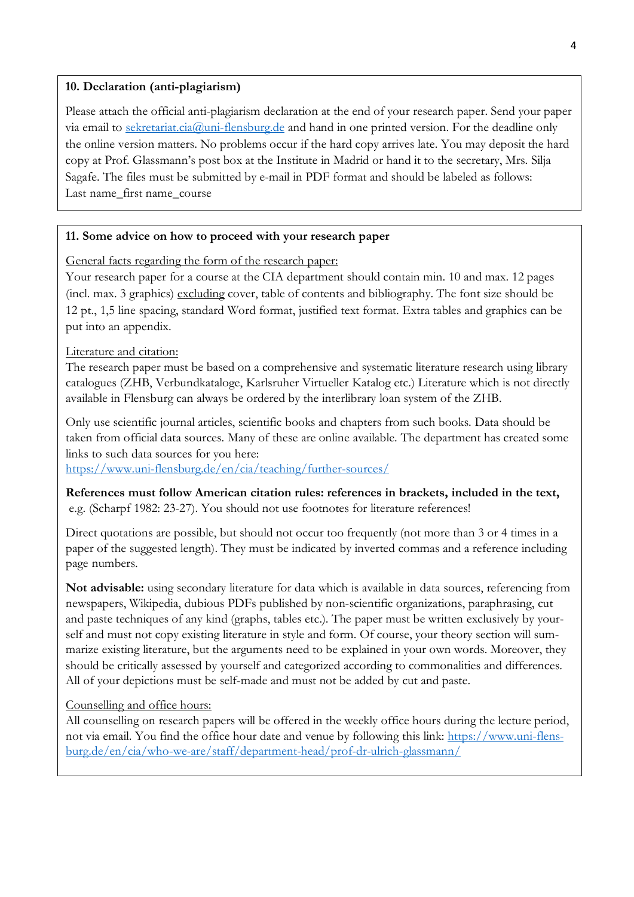**10. Declaration (anti-plagiarism)**

Please attach the official anti-plagiarism declaration at the end of your research paper. Send your paper via email to [sekretariat.cia@uni-flensburg.de](mailto:sekretariat.cia@uni-flensburg.de) and hand in one printed version. For the deadline only the online version matters. No problems occur if the hard copy arrives late. You may deposit the hard copy at Prof. Glassmann's post box at the Institute in Madrid or hand it to the secretary, Mrs. Silja Sagafe. The files must be submitted by e-mail in PDF format and should be labeled as follows: Last name_first name_course

**11. Some advice on how to proceed with your research paper**

<u>General facts regarding the form of the research paper:</u>
Your research paper for a course at the CIA department should contain min. 10 and max. 12 pages (incl. max. 3 graphics) <u>excluding</u> cover, table of contents and bibliography. The font size should be 12 pt., 1,5 line spacing, standard Word format, justified text format. Extra tables and graphics can be put into an appendix.

<u>Literature and citation:</u>
The research paper must be based on a comprehensive and systematic literature research using library catalogues (ZHB, Verbundkataloge, Karlsruher Virtueller Katalog etc.) Literature which is not directly available in Flensburg can always be ordered by the interlibrary loan system of the ZHB.

Only use scientific journal articles, scientific books and chapters from such books. Data should be taken from official data sources. Many of these are online available. The department has created some links to such data sources for you here:
[https://www.uni-flensburg.de/en/cia/teaching/further-sources/](https://www.uni-flensburg.de/en/cia/teaching/further-sources/)

**References must follow American citation rules: references in brackets, included in the text,** e.g. (Scharpf 1982: 23-27). You should not use footnotes for literature references!

Direct quotations are possible, but should not occur too frequently (not more than 3 or 4 times in a paper of the suggested length). They must be indicated by inverted commas and a reference including page numbers.

**Not advisable:** using secondary literature for data which is available in data sources, referencing from newspapers, Wikipedia, dubious PDFs published by non-scientific organizations, paraphrasing, cut and paste techniques of any kind (graphs, tables etc.). The paper must be written exclusively by yourself and must not copy existing literature in style and form. Of course, your theory section will summarize existing literature, but the arguments need to be explained in your own words. Moreover, they should be critically assessed by yourself and categorized according to commonalities and differences. All of your depictions must be self-made and must not be added by cut and paste.

<u>Counselling and office hours:</u>
All counselling on research papers will be offered in the weekly office hours during the lecture period, not via email. You find the office hour date and venue by following this link: [https://www.uni-flensburg.de/en/cia/who-we-are/staff/department-head/prof-dr-ulrich-glassmann/](https://www.uni-flensburg.de/en/cia/who-we-are/staff/department-head/prof-dr-ulrich-glassmann/)